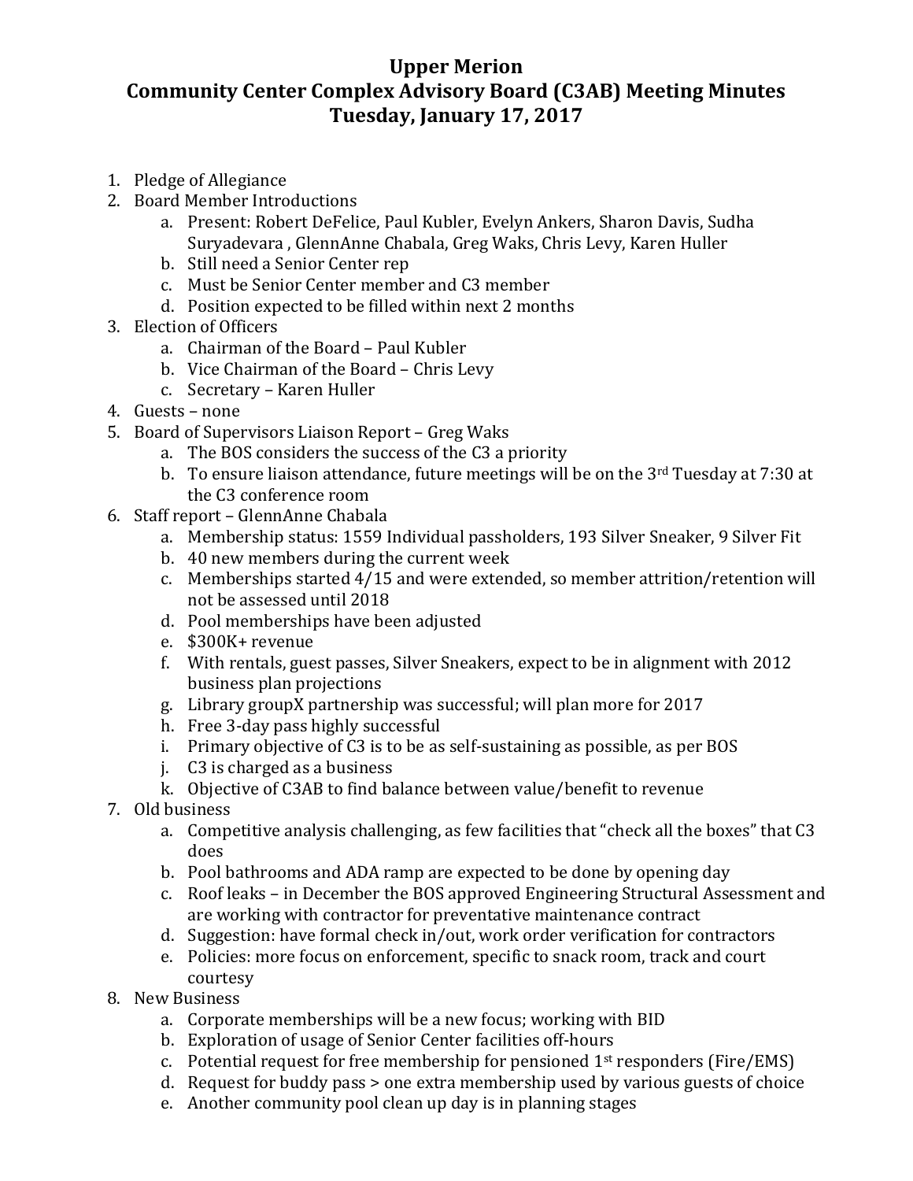# Upper Merion
## Community Center Complex Advisory Board (C3AB) Meeting Minutes
### Tuesday, January 17, 2017

1. Pledge of Allegiance
2. Board Member Introductions
    a. Present: Robert DeFelice, Paul Kubler, Evelyn Ankers, Sharon Davis, Sudha Suryadevara , GlennAnne Chabala, Greg Waks, Chris Levy, Karen Huller
    b. Still need a Senior Center rep
    c. Must be Senior Center member and C3 member
    d. Position expected to be filled within next 2 months
3. Election of Officers
    a. Chairman of the Board – Paul Kubler
    b. Vice Chairman of the Board – Chris Levy
    c. Secretary – Karen Huller
4. Guests – none
5. Board of Supervisors Liaison Report – Greg Waks
    a. The BOS considers the success of the C3 a priority
    b. To ensure liaison attendance, future meetings will be on the 3rd Tuesday at 7:30 at the C3 conference room
6. Staff report – GlennAnne Chabala
    a. Membership status: 1559 Individual passholders, 193 Silver Sneaker, 9 Silver Fit
    b. 40 new members during the current week
    c. Memberships started 4/15 and were extended, so member attrition/retention will not be assessed until 2018
    d. Pool memberships have been adjusted
    e. $300K+ revenue
    f. With rentals, guest passes, Silver Sneakers, expect to be in alignment with 2012 business plan projections
    g. Library groupX partnership was successful; will plan more for 2017
    h. Free 3-day pass highly successful
    i. Primary objective of C3 is to be as self-sustaining as possible, as per BOS
    j. C3 is charged as a business
    k. Objective of C3AB to find balance between value/benefit to revenue
7. Old business
    a. Competitive analysis challenging, as few facilities that "check all the boxes" that C3 does
    b. Pool bathrooms and ADA ramp are expected to be done by opening day
    c. Roof leaks – in December the BOS approved Engineering Structural Assessment and are working with contractor for preventative maintenance contract
    d. Suggestion: have formal check in/out, work order verification for contractors
    e. Policies: more focus on enforcement, specific to snack room, track and court courtesy
8. New Business
    a. Corporate memberships will be a new focus; working with BID
    b. Exploration of usage of Senior Center facilities off-hours
    c. Potential request for free membership for pensioned 1st responders (Fire/EMS)
    d. Request for buddy pass > one extra membership used by various guests of choice
    e. Another community pool clean up day is in planning stages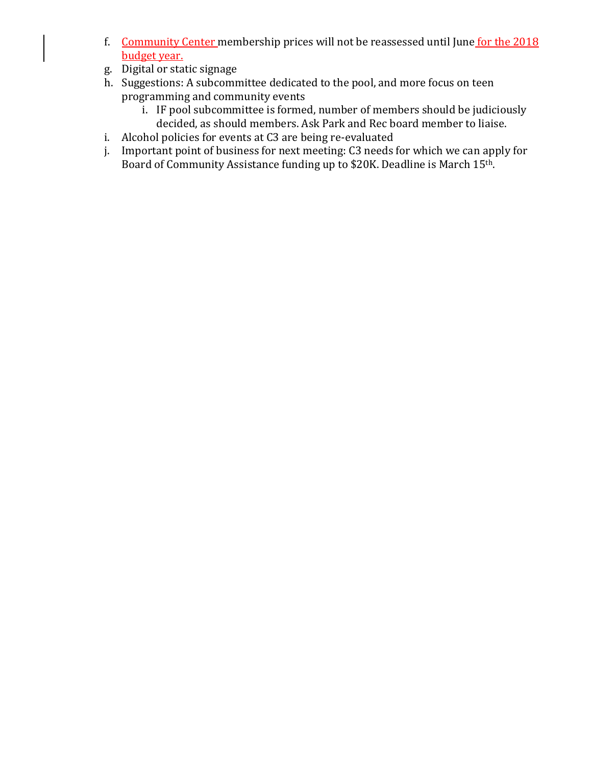f. Community Center membership prices will not be reassessed until June for the 2018 budget year.
g. Digital or static signage
h. Suggestions: A subcommittee dedicated to the pool, and more focus on teen programming and community events
    i. IF pool subcommittee is formed, number of members should be judiciously decided, as should members. Ask Park and Rec board member to liaise.
i. Alcohol policies for events at C3 are being re-evaluated
j. Important point of business for next meeting: C3 needs for which we can apply for Board of Community Assistance funding up to $20K. Deadline is March 15th.